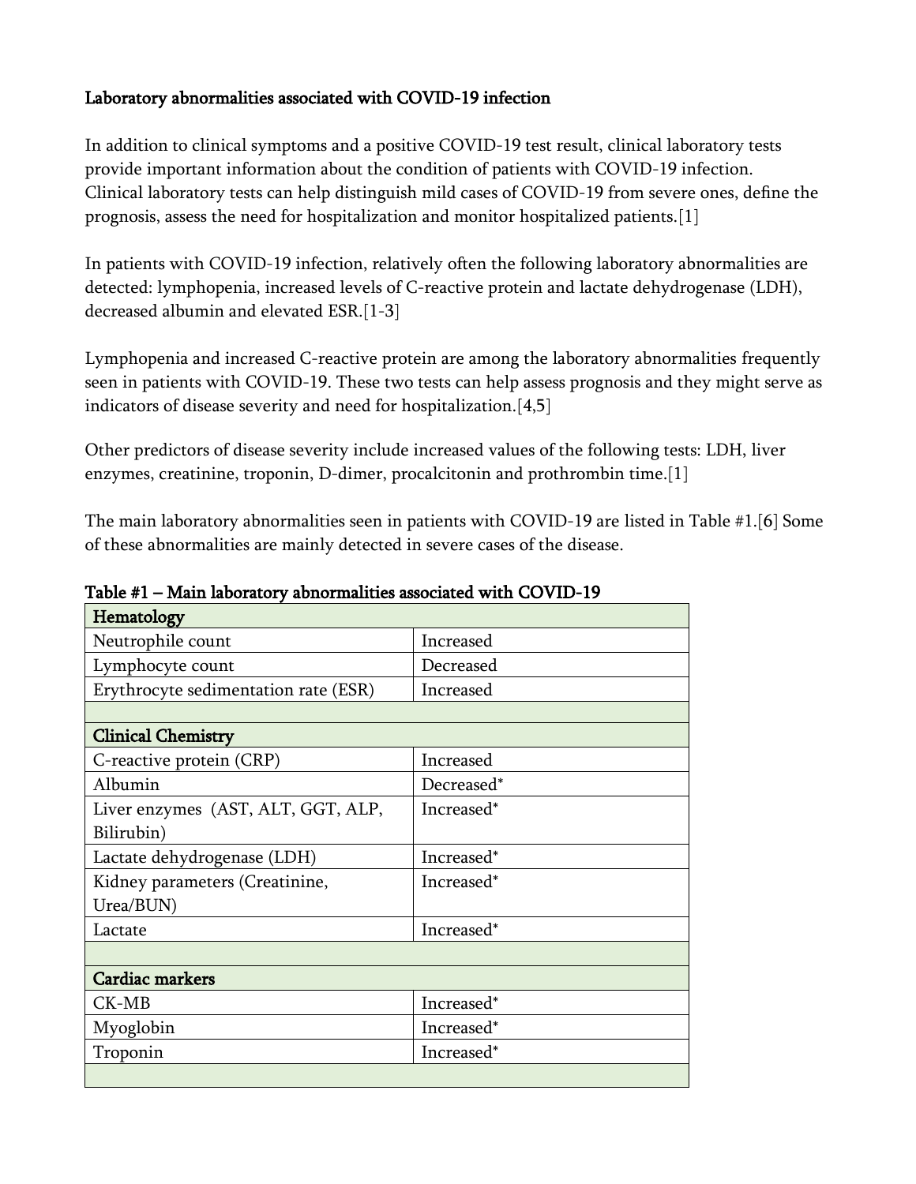## Laboratory abnormalities associated with COVID-19 infection

In addition to clinical symptoms and a positive COVID-19 test result, clinical laboratory tests provide important information about the condition of patients with COVID-19 infection. Clinical laboratory tests can help distinguish mild cases of COVID-19 from severe ones, define the prognosis, assess the need for hospitalization and monitor hospitalized patients.[1]

In patients with COVID-19 infection, relatively often the following laboratory abnormalities are detected: lymphopenia, increased levels of C-reactive protein and lactate dehydrogenase (LDH), decreased albumin and elevated ESR.[1-3]

Lymphopenia and increased C-reactive protein are among the laboratory abnormalities frequently seen in patients with COVID-19. These two tests can help assess prognosis and they might serve as indicators of disease severity and need for hospitalization.[4,5]

Other predictors of disease severity include increased values of the following tests: LDH, liver enzymes, creatinine, troponin, D-dimer, procalcitonin and prothrombin time.[1]

The main laboratory abnormalities seen in patients with COVID-19 are listed in Table #1.[6] Some of these abnormalities are mainly detected in severe cases of the disease.

**Table #1 – Main laboratory abnormalities associated with COVID-19**

| **Hematology** | |
|---|---|
| Neutrophile count | Increased |
| Lymphocyte count | Decreased |
| Erythrocyte sedimentation rate (ESR) | Increased |
| | |
| **Clinical Chemistry** | |
| C-reactive protein (CRP) | Increased |
| Albumin | Decreased* |
| Liver enzymes (AST, ALT, GGT, ALP, Bilirubin) | Increased* |
| Lactate dehydrogenase (LDH) | Increased* |
| Kidney parameters (Creatinine, Urea/BUN) | Increased* |
| Lactate | Increased* |
| | |
| **Cardiac markers** | |
| CK-MB | Increased* |
| Myoglobin | Increased* |
| Troponin | Increased* |
| | |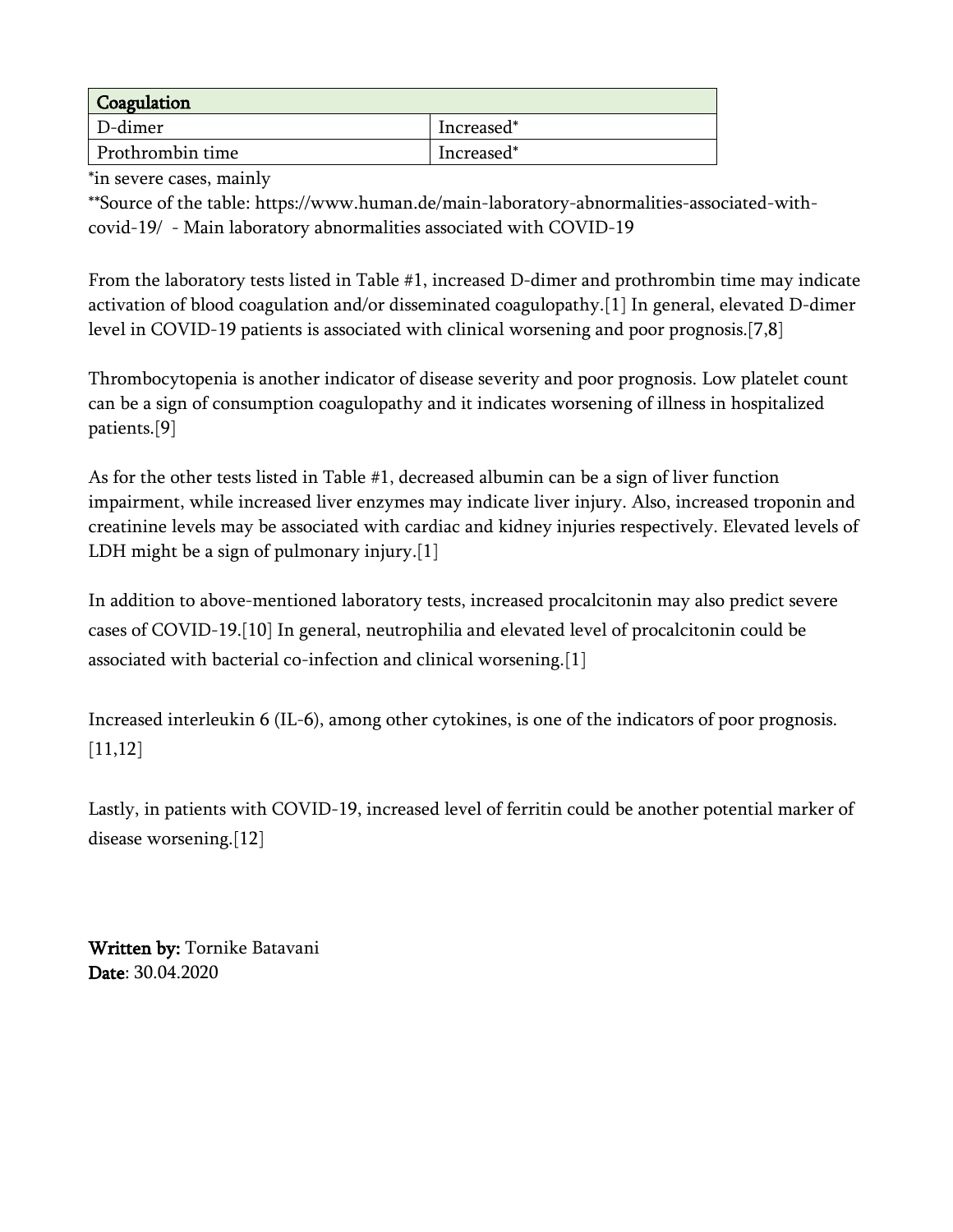| Coagulation | |
|---|---|
| D-dimer | Increased* |
| Prothrombin time | Increased* |

*in severe cases, mainly

**Source of the table: https://www.human.de/main-laboratory-abnormalities-associated-with-covid-19/ - Main laboratory abnormalities associated with COVID-19

From the laboratory tests listed in Table #1, increased D-dimer and prothrombin time may indicate activation of blood coagulation and/or disseminated coagulopathy.[1] In general, elevated D-dimer level in COVID-19 patients is associated with clinical worsening and poor prognosis.[7,8]

Thrombocytopenia is another indicator of disease severity and poor prognosis. Low platelet count can be a sign of consumption coagulopathy and it indicates worsening of illness in hospitalized patients.[9]

As for the other tests listed in Table #1, decreased albumin can be a sign of liver function impairment, while increased liver enzymes may indicate liver injury. Also, increased troponin and creatinine levels may be associated with cardiac and kidney injuries respectively. Elevated levels of LDH might be a sign of pulmonary injury.[1]

In addition to above-mentioned laboratory tests, increased procalcitonin may also predict severe cases of COVID-19.[10] In general, neutrophilia and elevated level of procalcitonin could be associated with bacterial co-infection and clinical worsening.[1]

Increased interleukin 6 (IL-6), among other cytokines, is one of the indicators of poor prognosis.[11,12]

Lastly, in patients with COVID-19, increased level of ferritin could be another potential marker of disease worsening.[12]

**Written by:** Tornike Batavani
**Date**: 30.04.2020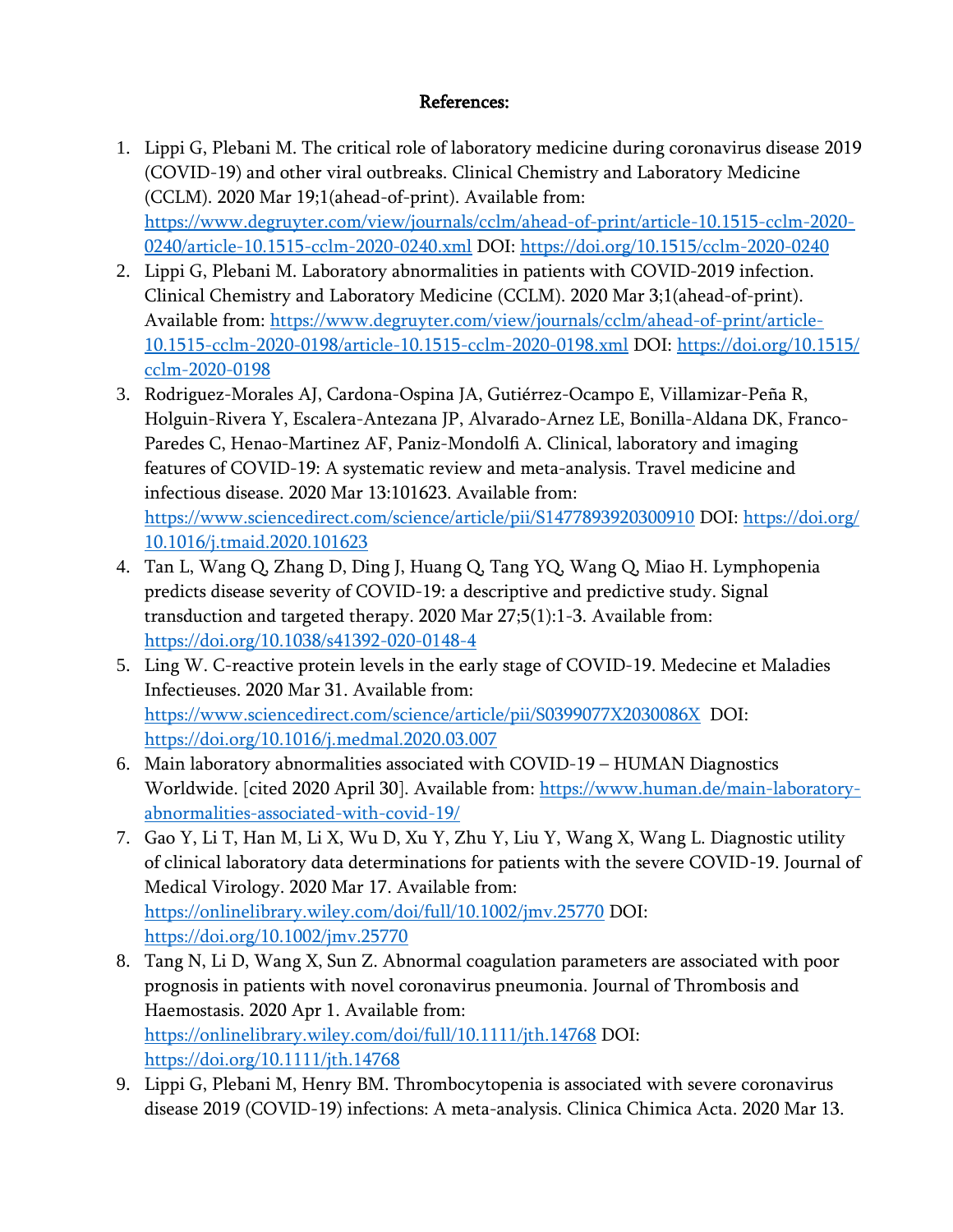**References:**

1. Lippi G, Plebani M. The critical role of laboratory medicine during coronavirus disease 2019 (COVID-19) and other viral outbreaks. Clinical Chemistry and Laboratory Medicine (CCLM). 2020 Mar 19;1(ahead-of-print). Available from: https://www.degruyter.com/view/journals/cclm/ahead-of-print/article-10.1515-cclm-2020-0240/article-10.1515-cclm-2020-0240.xml DOI: https://doi.org/10.1515/cclm-2020-0240
2. Lippi G, Plebani M. Laboratory abnormalities in patients with COVID-2019 infection. Clinical Chemistry and Laboratory Medicine (CCLM). 2020 Mar 3;1(ahead-of-print). Available from: https://www.degruyter.com/view/journals/cclm/ahead-of-print/article-10.1515-cclm-2020-0198/article-10.1515-cclm-2020-0198.xml DOI: https://doi.org/10.1515/cclm-2020-0198
3. Rodriguez-Morales AJ, Cardona-Ospina JA, Gutiérrez-Ocampo E, Villamizar-Peña R, Holguin-Rivera Y, Escalera-Antezana JP, Alvarado-Arnez LE, Bonilla-Aldana DK, Franco-Paredes C, Henao-Martinez AF, Paniz-Mondolfi A. Clinical, laboratory and imaging features of COVID-19: A systematic review and meta-analysis. Travel medicine and infectious disease. 2020 Mar 13:101623. Available from: https://www.sciencedirect.com/science/article/pii/S1477893920300910 DOI: https://doi.org/10.1016/j.tmaid.2020.101623
4. Tan L, Wang Q, Zhang D, Ding J, Huang Q, Tang YQ, Wang Q, Miao H. Lymphopenia predicts disease severity of COVID-19: a descriptive and predictive study. Signal transduction and targeted therapy. 2020 Mar 27;5(1):1-3. Available from: https://doi.org/10.1038/s41392-020-0148-4
5. Ling W. C-reactive protein levels in the early stage of COVID-19. Medecine et Maladies Infectieuses. 2020 Mar 31. Available from: https://www.sciencedirect.com/science/article/pii/S0399077X2030086X DOI: https://doi.org/10.1016/j.medmal.2020.03.007
6. Main laboratory abnormalities associated with COVID-19 – HUMAN Diagnostics Worldwide. [cited 2020 April 30]. Available from: https://www.human.de/main-laboratory-abnormalities-associated-with-covid-19/
7. Gao Y, Li T, Han M, Li X, Wu D, Xu Y, Zhu Y, Liu Y, Wang X, Wang L. Diagnostic utility of clinical laboratory data determinations for patients with the severe COVID-19. Journal of Medical Virology. 2020 Mar 17. Available from: https://onlinelibrary.wiley.com/doi/full/10.1002/jmv.25770 DOI: https://doi.org/10.1002/jmv.25770
8. Tang N, Li D, Wang X, Sun Z. Abnormal coagulation parameters are associated with poor prognosis in patients with novel coronavirus pneumonia. Journal of Thrombosis and Haemostasis. 2020 Apr 1. Available from: https://onlinelibrary.wiley.com/doi/full/10.1111/jth.14768 DOI: https://doi.org/10.1111/jth.14768
9. Lippi G, Plebani M, Henry BM. Thrombocytopenia is associated with severe coronavirus disease 2019 (COVID-19) infections: A meta-analysis. Clinica Chimica Acta. 2020 Mar 13.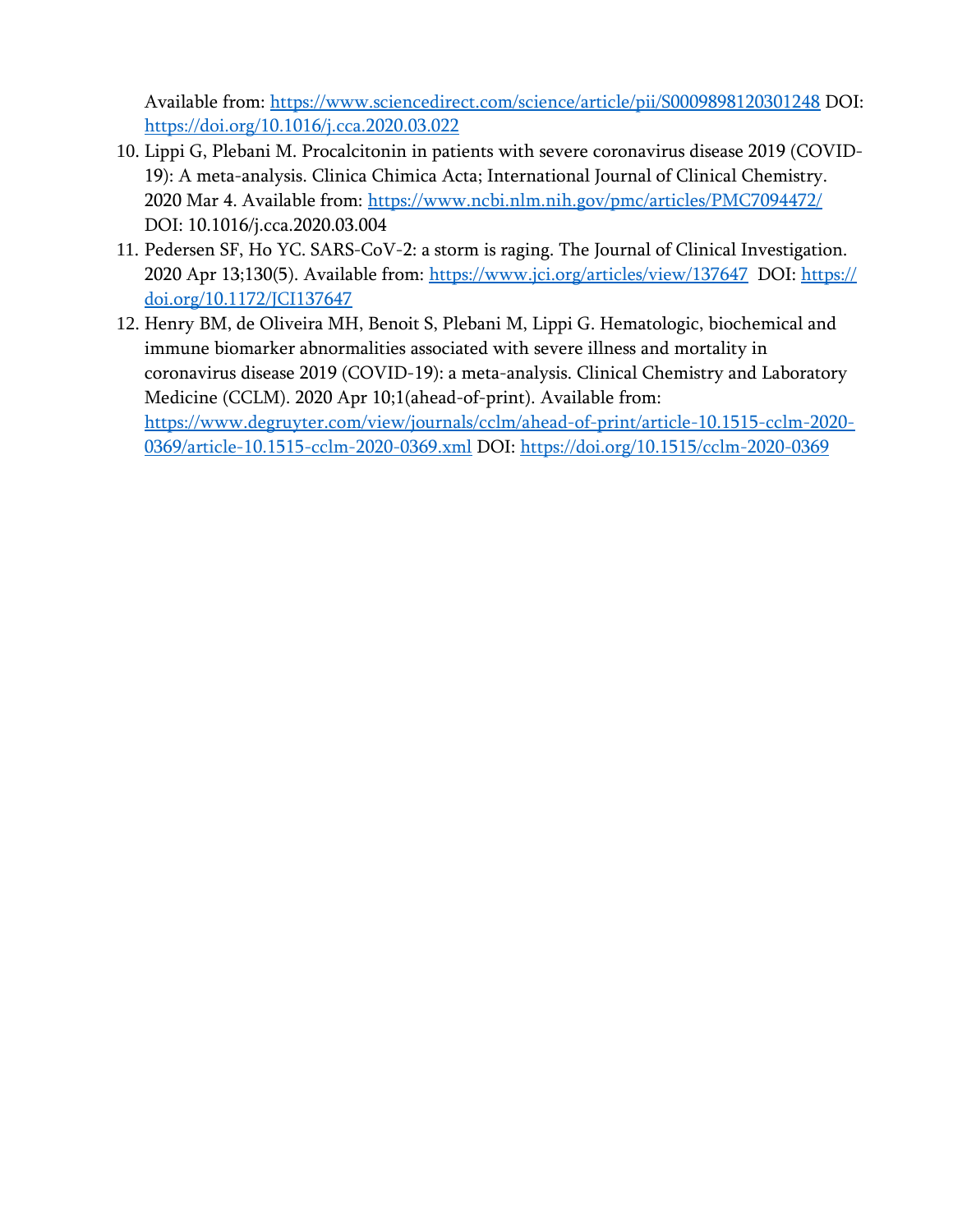Available from: https://www.sciencedirect.com/science/article/pii/S0009898120301248 DOI: https://doi.org/10.1016/j.cca.2020.03.022

10. Lippi G, Plebani M. Procalcitonin in patients with severe coronavirus disease 2019 (COVID-19): A meta-analysis. Clinica Chimica Acta; International Journal of Clinical Chemistry. 2020 Mar 4. Available from: https://www.ncbi.nlm.nih.gov/pmc/articles/PMC7094472/ DOI: 10.1016/j.cca.2020.03.004
11. Pedersen SF, Ho YC. SARS-CoV-2: a storm is raging. The Journal of Clinical Investigation. 2020 Apr 13;130(5). Available from: https://www.jci.org/articles/view/137647 DOI: https://doi.org/10.1172/JCI137647
12. Henry BM, de Oliveira MH, Benoit S, Plebani M, Lippi G. Hematologic, biochemical and immune biomarker abnormalities associated with severe illness and mortality in coronavirus disease 2019 (COVID-19): a meta-analysis. Clinical Chemistry and Laboratory Medicine (CCLM). 2020 Apr 10;1(ahead-of-print). Available from: https://www.degruyter.com/view/journals/cclm/ahead-of-print/article-10.1515-cclm-2020-0369/article-10.1515-cclm-2020-0369.xml DOI: https://doi.org/10.1515/cclm-2020-0369